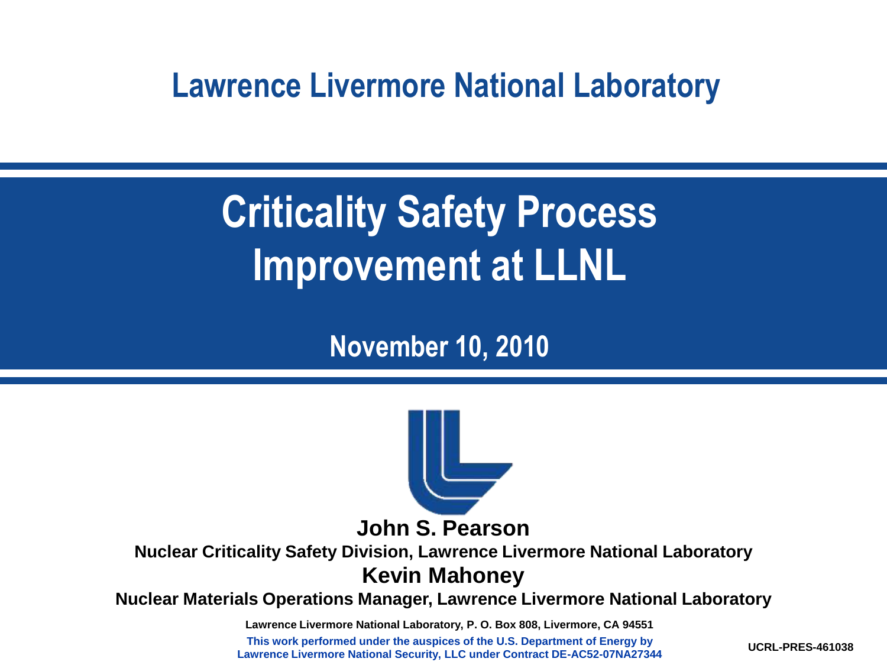**Lawrence Livermore National Laboratory**

# Criticality Safety Process Improvement at LLNL

## November 10, 2010

**John S. Pearson**

**Nuclear Criticality Safety Division, Lawrence Livermore National Laboratory**

**Kevin Mahoney**

**Nuclear Materials Operations Manager, Lawrence Livermore National Laboratory**

Lawrence Livermore National Laboratory, P. O. Box 808, Livermore, CA 94551

This work performed under the auspices of the U.S. Department of Energy by Lawrence Livermore National Security, LLC under Contract DE-AC52-07NA27344

UCRL-PRES-461038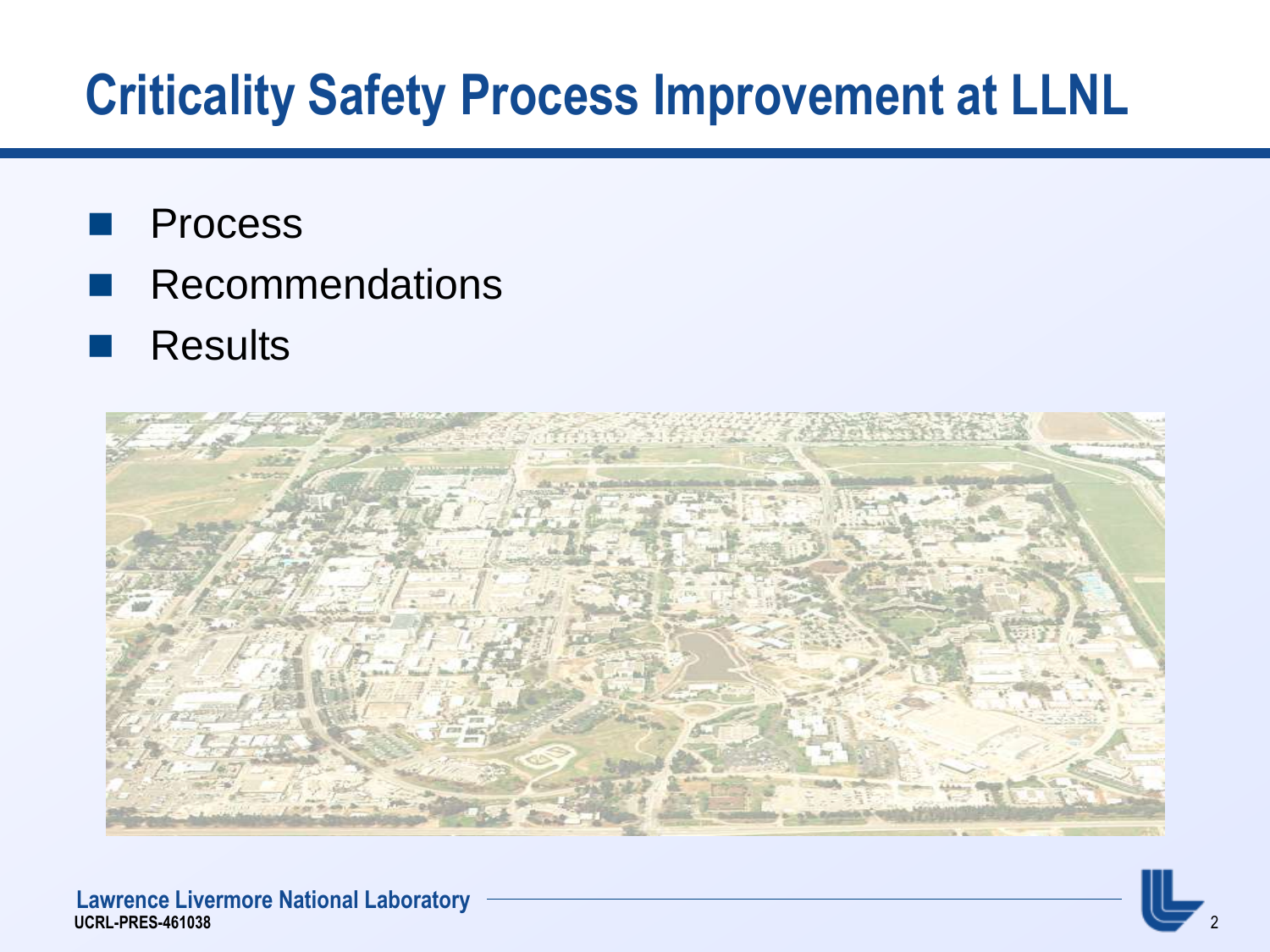# Criticality Safety Process Improvement at LLNL

- Process
- Recommendations
- Results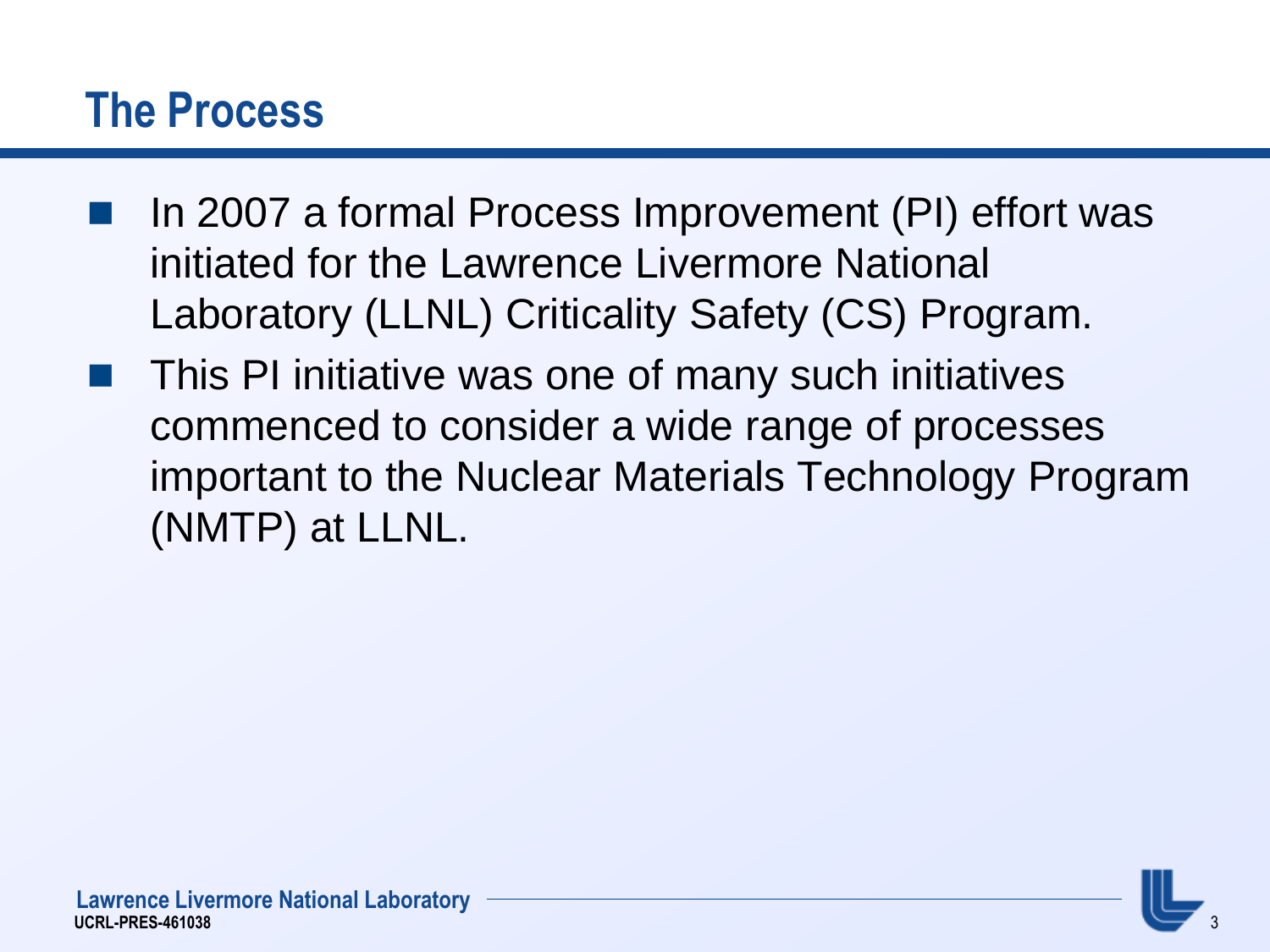# The Process

- In 2007 a formal Process Improvement (PI) effort was initiated for the Lawrence Livermore National Laboratory (LLNL) Criticality Safety (CS) Program.
- This PI initiative was one of many such initiatives commenced to consider a wide range of processes important to the Nuclear Materials Technology Program (NMTP) at LLNL.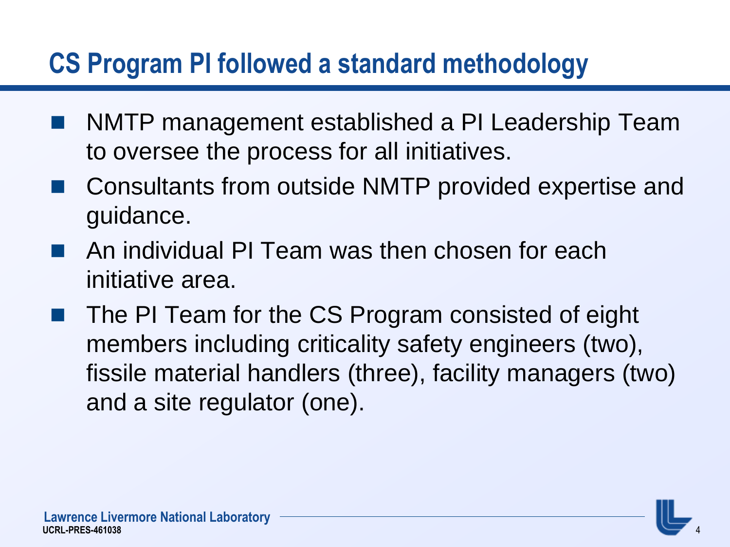# CS Program PI followed a standard methodology

- NMTP management established a PI Leadership Team to oversee the process for all initiatives.
- Consultants from outside NMTP provided expertise and guidance.
- An individual PI Team was then chosen for each initiative area.
- The PI Team for the CS Program consisted of eight members including criticality safety engineers (two), fissile material handlers (three), facility managers (two) and a site regulator (one).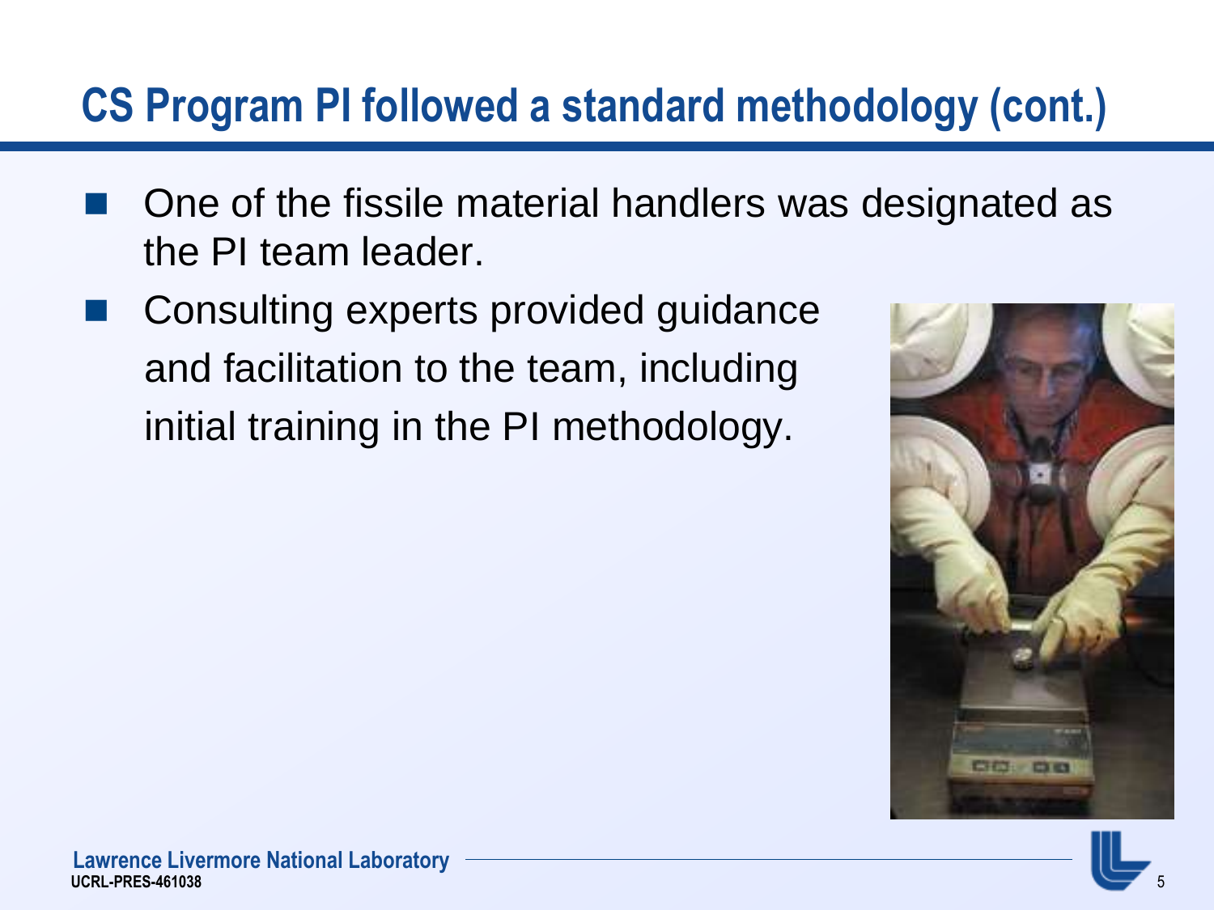# CS Program PI followed a standard methodology (cont.)

- One of the fissile material handlers was designated as the PI team leader.
- Consulting experts provided guidance and facilitation to the team, including initial training in the PI methodology.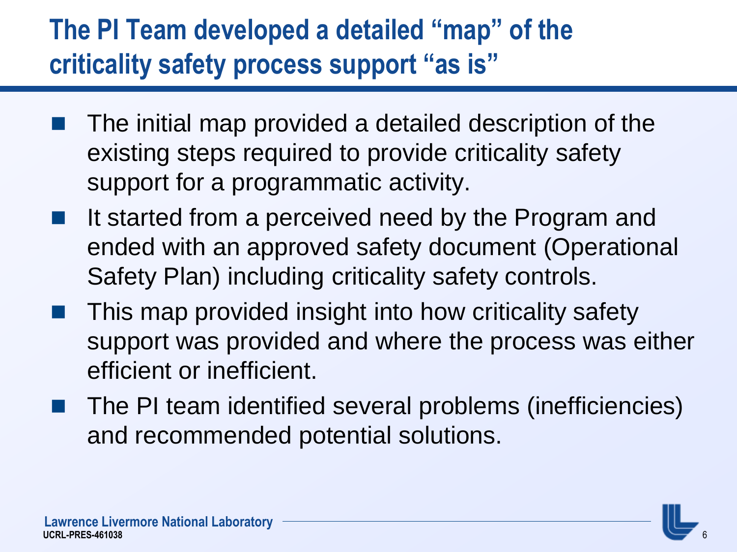# The PI Team developed a detailed "map" of the criticality safety process support "as is"

- The initial map provided a detailed description of the existing steps required to provide criticality safety support for a programmatic activity.
- It started from a perceived need by the Program and ended with an approved safety document (Operational Safety Plan) including criticality safety controls.
- This map provided insight into how criticality safety support was provided and where the process was either efficient or inefficient.
- The PI team identified several problems (inefficiencies) and recommended potential solutions.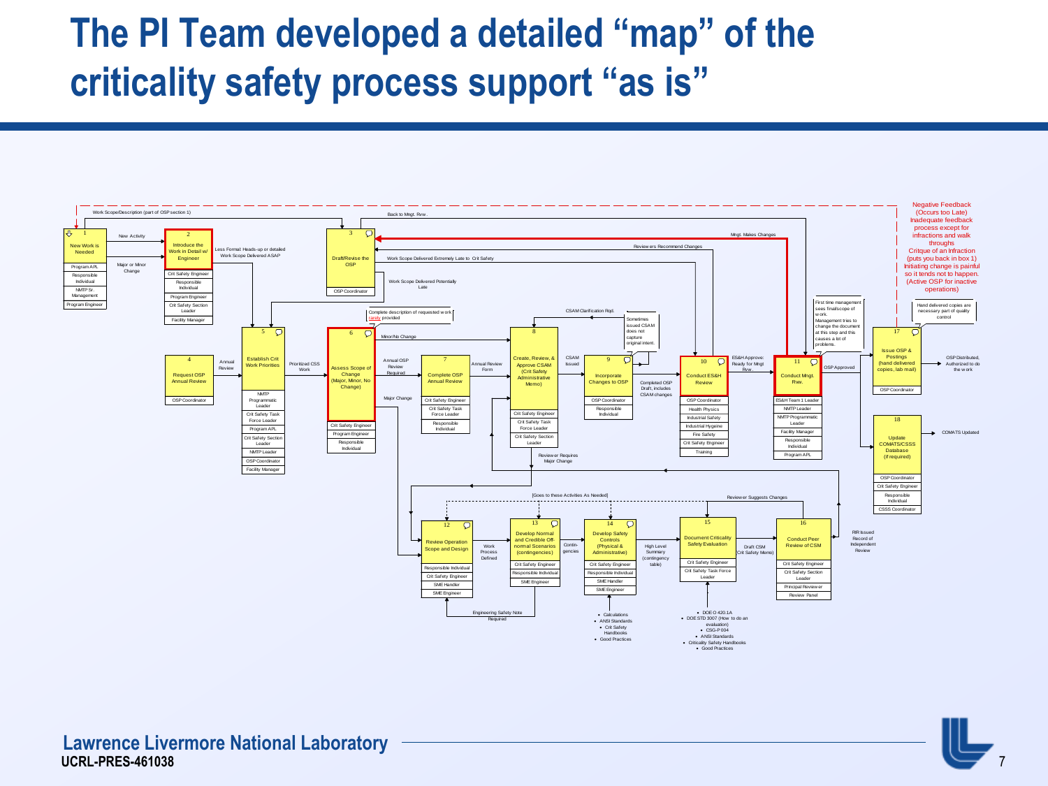# The PI Team developed a detailed "map" of the criticality safety process support "as is"

**1 — New Work is Needed**
- Program APL
- Responsible Individual
- NMTP Sr. Management
- Program Engineer

**2 — Introduce the Work in Detail w/ Engineer**
- Crit Safety Engineer
- Responsible Individual
- Program Engineer
- Crit Safety Section Leader
- Facility Manager

**3 — Draft/Revise the OSP**
- OSP Coordinator

**4 — Request OSP Annual Review**
- OSP Coordinator

**5 — Establish Crit Work Priorities**
- NMTP Programmatic Leader
- Crit Safety Task Force Leader
- Program APL
- Crit Safety Section Leader
- NMTP Leader
- OSP Coordinator
- Facility Manager

**6 — Assess Scope of Change (Major, Minor, No Change)**
- Crit Safety Engineer
- Program Engineer
- Responsible Individual

**7 — Complete OSP Annual Review**
- Crit Safety Engineer
- Crit Safety Task Force Leader
- Responsible Individual

**8 — Create, Review, & Approve CSAM (Crit Safety Administrative Memo)**
- Crit Safety Engineer
- Crit Safety Task Force Leader
- Crit Safety Section Leader

**9 — Incorporate Changes to OSP**
- OSP Coordinator
- Responsible Individual

**10 — Conduct ES&H Review**
- OSP Coordinator
- Health Physics
- Industrial Safety
- Industrial Hygeine
- Fire Safety
- Crit Safety Engineer
- Training

**11 — Conduct Mngt. Rvw.**
- ES&H Team 1 Leader
- NMTP Leader
- NMTP Programmatic Leader
- Facility Manager
- Responsible Individual
- Program APL

**12 — Review Operation Scope and Design**
- Responsible Individual
- Crit Safety Engineer
- SME Handler
- SME Engineer

**13 — Develop Normal and Credible Off-normal Scenarios (contingencies)**
- Crit Safety Engineer
- Responsible Individual
- SME Engineer

**14 — Develop Safety Controls (Physical & Administrative)**
- Crit Safety Engineer
- Responsible Individual
- SME Handler
- SME Engineer

**15 — Document Criticality Safety Evaluation**
- Crit Safety Engineer
- Crit Safety Task Force Leader

**16 — Conduct Peer Review of CSM**
- Crit Safety Engineer
- Crit Safety Section Leader
- Principal Reviewer
- Review Panel

**17 — Issue OSP & Postings (hand delivered copies, lab mail)**
- OSP Coordinator

**18 — Update COMATS/CSSS Database (if required)**
- OSP Coordinator
- Crit Safety Engineer
- Responsible Individual
- CSSS Coordinator

Flow labels: Work Scope/Description (part of OSP section 1); New Activity; Major or Minor Change; Less Formal Heads-up or detailed Work Scope Delivered ASAP; Back to Mngt. Rvw.; Mngt. Makes Changes; Reviewers Recommend Changes; Work Scope Delivered Extremely Late to Crit Safety; Work Scope Delivered Potentially Late; Complete description of requested work rarely provided; CSAM Clarification Rqd.; Sometimes issued CSAM does not capture original intent.; Annual Review; Prioritized CSS Work; Minor/No Change; Annual OSP Review Required; Annual Review Form; CSAM Issued; Completed OSP Draft, includes CSAM changes; ES&H Approve: Ready for Mngt Rvw.; OSP Approved; OSP Distributed, Authorized to do the work; COMATS Updated; Major Change; Reviewer Requires Major Change; [Goes to these Activities As Needed]; Reviewer Suggests Changes; Work Process Defined; Contingencies; High Level Summary (contingency table); Draft CSM (Crit Safety Memo); RIR Issued Record of Independent Review; Engineering Safety Note Required.

First time management sees final/scope of work. Management tries to change the document at this step and this causes a lot of problems.

Hand delivered copies are necessary part of quality control

Negative Feedback (Occurs too Late) Inadequate feedback process except for infractions and walk throughs Critque of an Infraction (puts you back in box 1) Initiating change is painful so it tends not to happen. (Active OSP for inactive operations)

- Calculations
- ANSI Standards
- Crit Safety Handbooks
- Good Practices

- DOE O 420.1A
- DOE STD 3007 (How to do an evaluation)
- CSG-P 004
- ANSI Standards
- Criticality Safety Handbooks
- Good Practices

**Lawrence Livermore National Laboratory**
**UCRL-PRES-461038**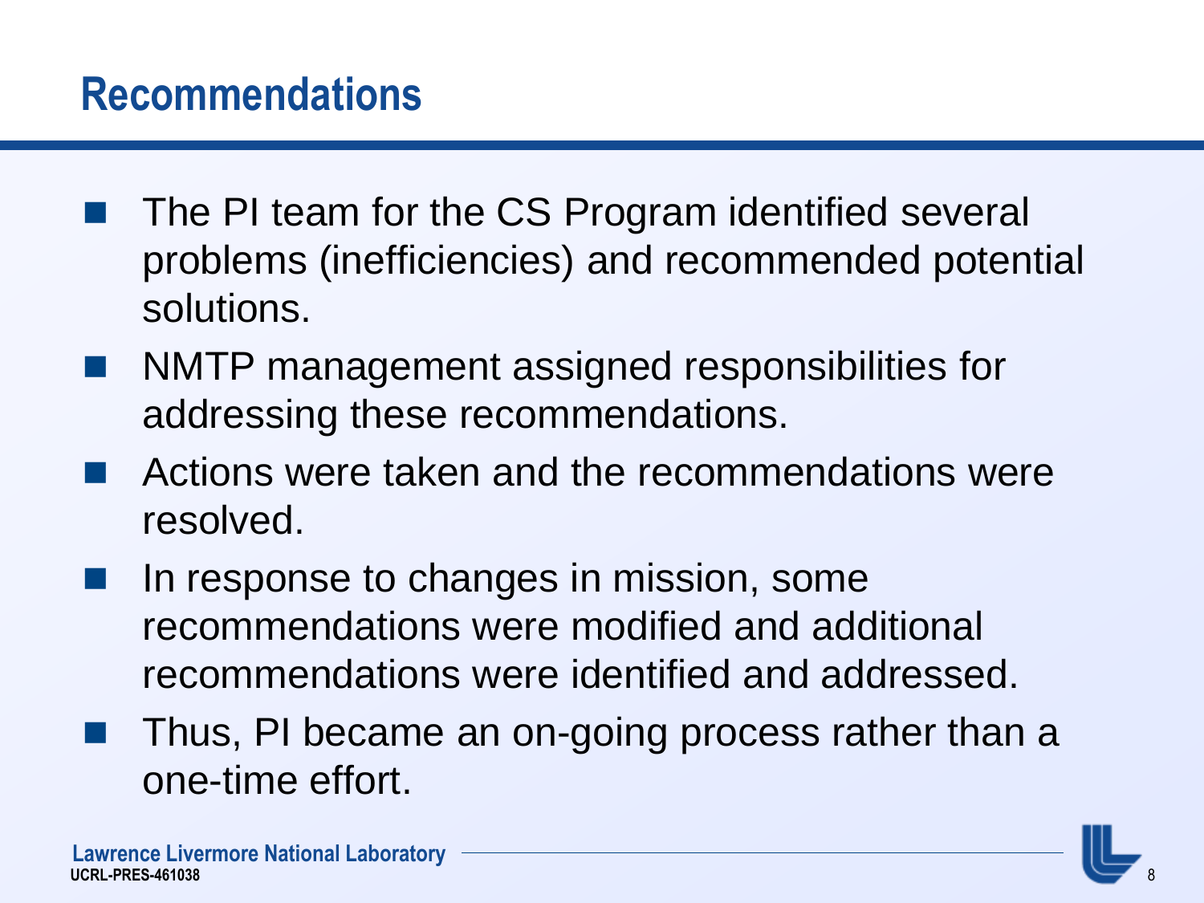# Recommendations

- The PI team for the CS Program identified several problems (inefficiencies) and recommended potential solutions.
- NMTP management assigned responsibilities for addressing these recommendations.
- Actions were taken and the recommendations were resolved.
- In response to changes in mission, some recommendations were modified and additional recommendations were identified and addressed.
- Thus, PI became an on-going process rather than a one-time effort.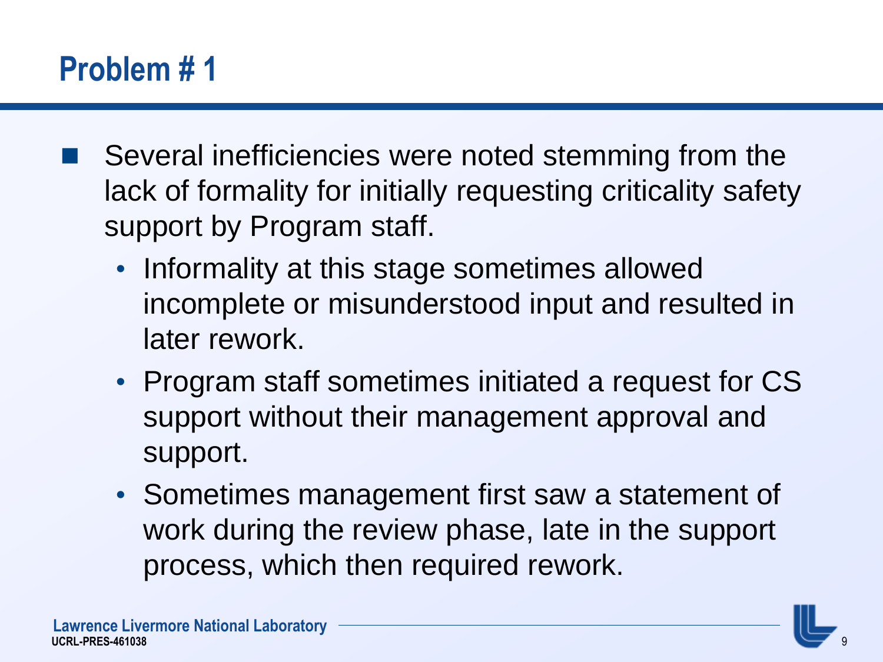# Problem # 1

- Several inefficiencies were noted stemming from the lack of formality for initially requesting criticality safety support by Program staff.
  - Informality at this stage sometimes allowed incomplete or misunderstood input and resulted in later rework.
  - Program staff sometimes initiated a request for CS support without their management approval and support.
  - Sometimes management first saw a statement of work during the review phase, late in the support process, which then required rework.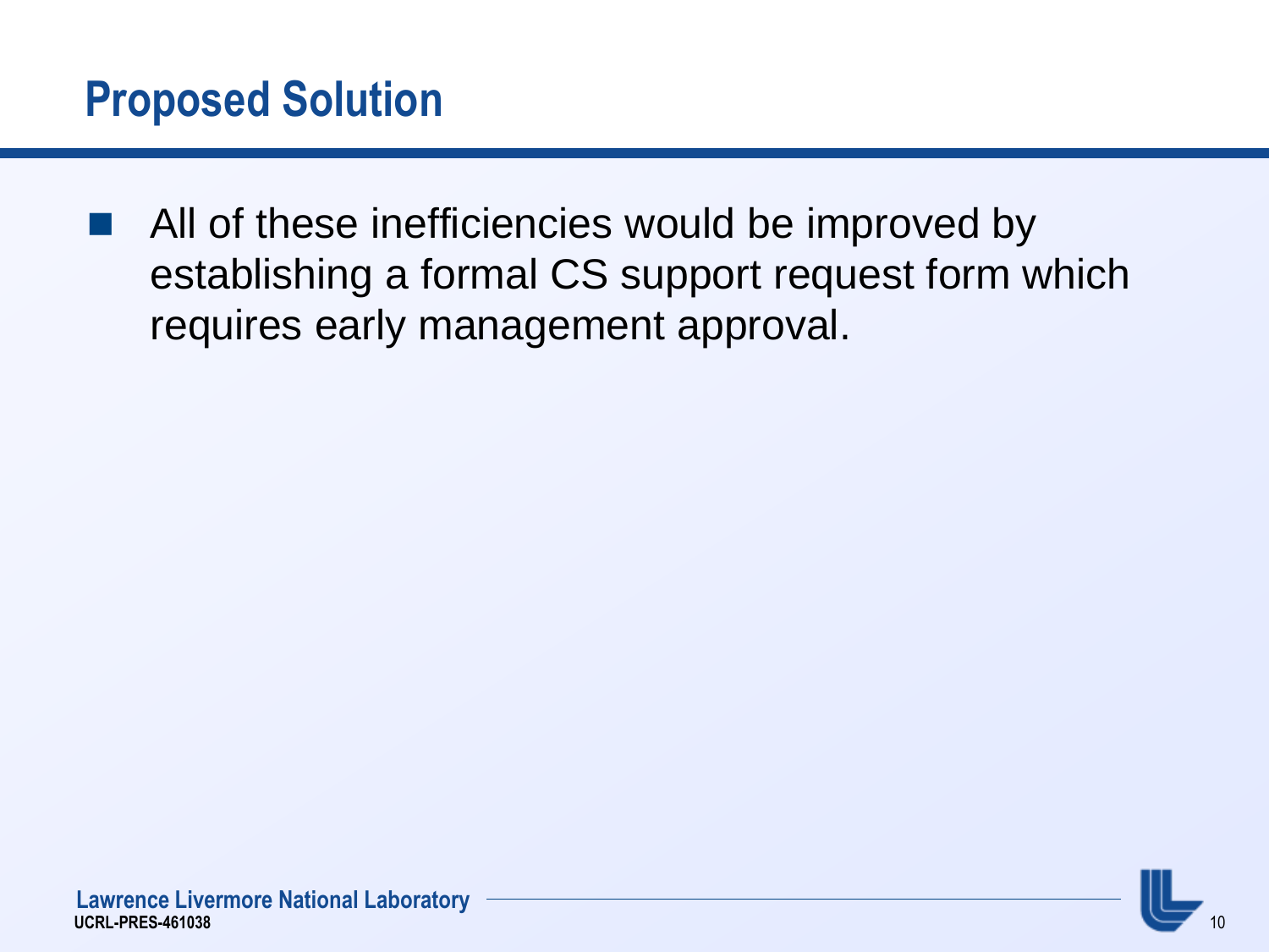# Proposed Solution

- All of these inefficiencies would be improved by establishing a formal CS support request form which requires early management approval.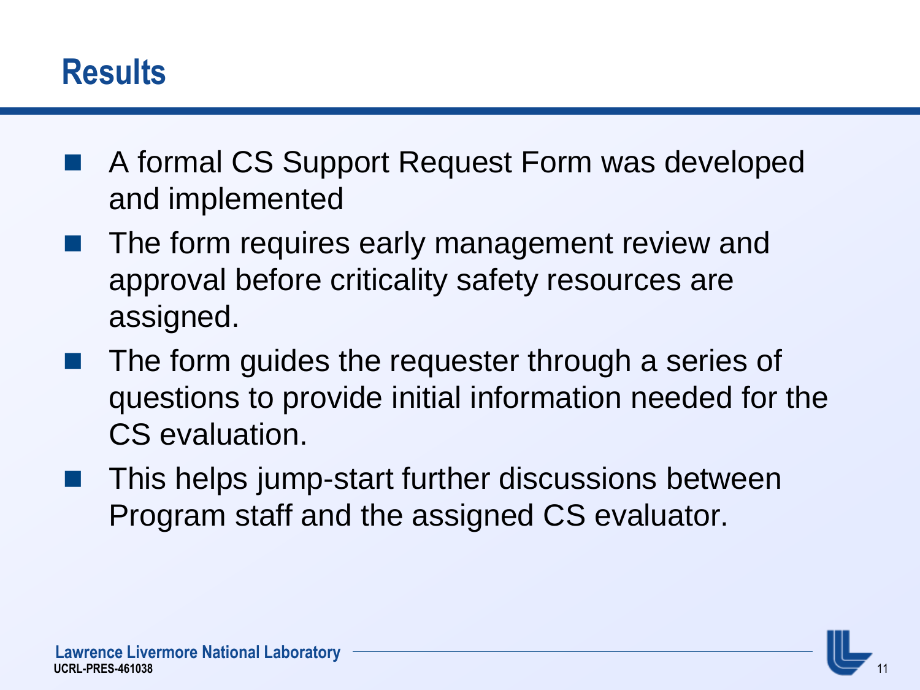## Results

- A formal CS Support Request Form was developed and implemented
- The form requires early management review and approval before criticality safety resources are assigned.
- The form guides the requester through a series of questions to provide initial information needed for the CS evaluation.
- This helps jump-start further discussions between Program staff and the assigned CS evaluator.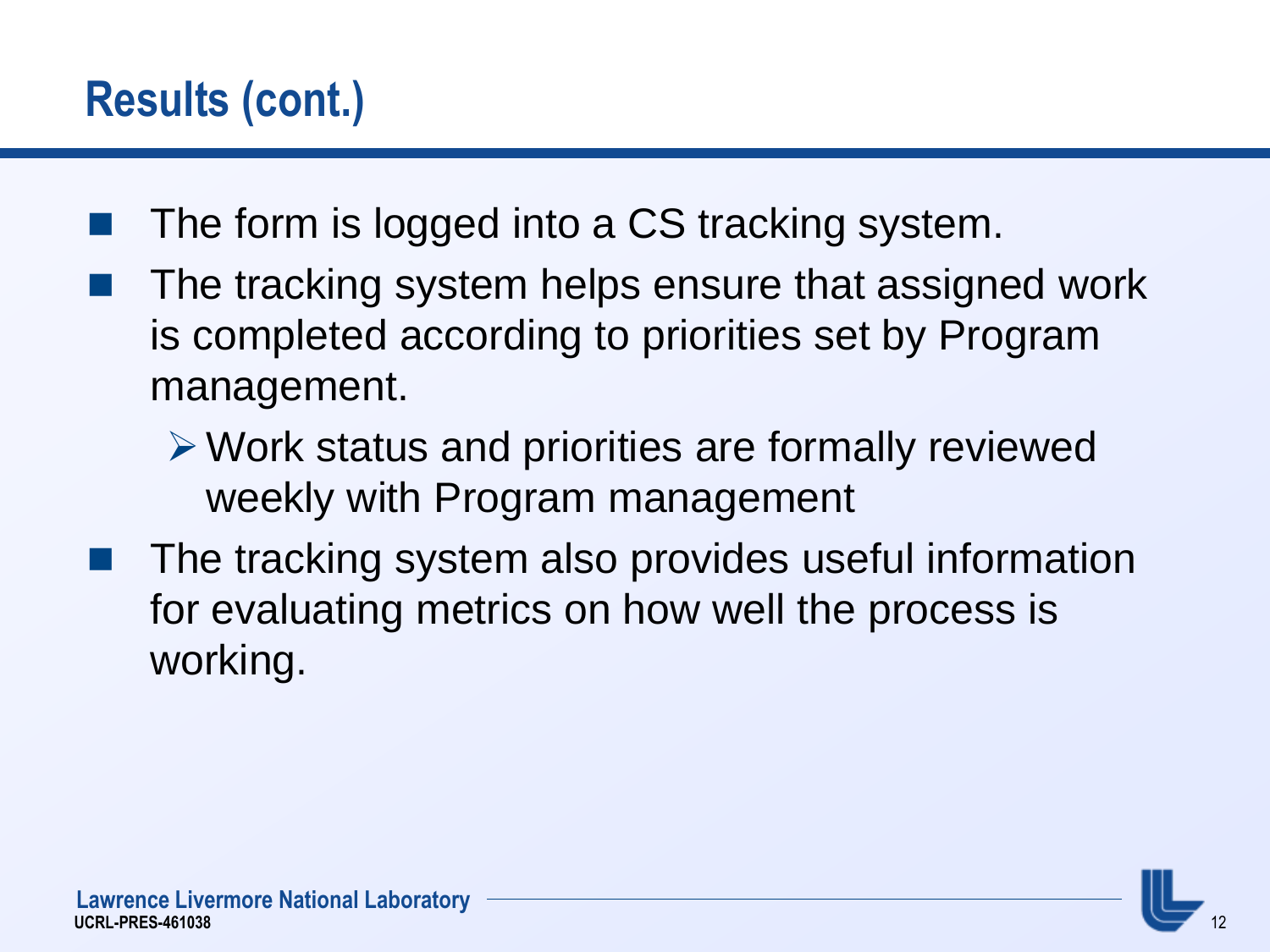# Results (cont.)

- The form is logged into a CS tracking system.
- The tracking system helps ensure that assigned work is completed according to priorities set by Program management.
  - Work status and priorities are formally reviewed weekly with Program management
- The tracking system also provides useful information for evaluating metrics on how well the process is working.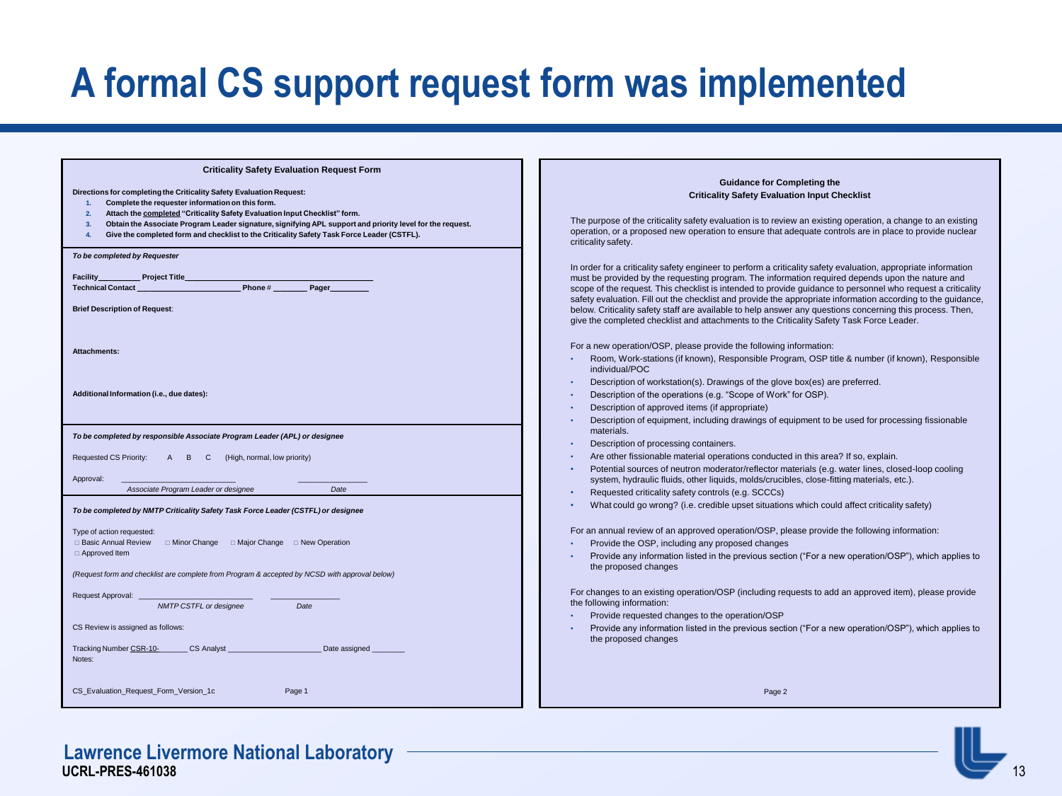# A formal CS support request form was implemented

**Criticality Safety Evaluation Request Form**

**Directions for completing the Criticality Safety Evaluation Request:**

1. **Complete the requester information on this form.**
2. **Attach the completed "Criticality Safety Evaluation Input Checklist" form.**
3. **Obtain the Associate Program Leader signature, signifying APL support and priority level for the request.**
4. **Give the completed form and checklist to the Criticality Safety Task Force Leader (CSTFL).**

***To be completed by Requester***

**Facility**__________ **Project Title**__________________________________________

**Technical Contact** ________________________ **Phone #** ________ **Pager**_________

**Brief Description of Request**:

**Attachments:**

**Additional Information (i.e., due dates):**

***To be completed by responsible Associate Program Leader (APL) or designee***

Requested CS Priority: A B C (High, normal, low priority)

Approval: ___________________________ ________________

*Associate Program Leader or designee* *Date*

***To be completed by NMTP Criticality Safety Task Force Leader (CSTFL) or designee***

Type of action requested:

□ Basic Annual Review □ Minor Change □ Major Change □ New Operation

□ Approved Item

*(Request form and checklist are complete from Program & accepted by NCSD with approval below)*

Request Approval: ___________________________ ________________

*NMTP CSTFL or designee* *Date*

CS Review is assigned as follows:

Tracking Number CSR-10-_______ CS Analyst ______________________ Date assigned ________

Notes:

CS_Evaluation_Request_Form_Version_1c Page 1

**Guidance for Completing the Criticality Safety Evaluation Input Checklist**

The purpose of the criticality safety evaluation is to review an existing operation, a change to an existing operation, or a proposed new operation to ensure that adequate controls are in place to provide nuclear criticality safety.

In order for a criticality safety engineer to perform a criticality safety evaluation, appropriate information must be provided by the requesting program. The information required depends upon the nature and scope of the request. This checklist is intended to provide guidance to personnel who request a criticality safety evaluation. Fill out the checklist and provide the appropriate information according to the guidance, below. Criticality safety staff are available to help answer any questions concerning this process. Then, give the completed checklist and attachments to the Criticality Safety Task Force Leader.

For a new operation/OSP, please provide the following information:

- Room, Work-stations (if known), Responsible Program, OSP title & number (if known), Responsible individual/POC
- Description of workstation(s). Drawings of the glove box(es) are preferred.
- Description of the operations (e.g. "Scope of Work" for OSP).
- Description of approved items (if appropriate)
- Description of equipment, including drawings of equipment to be used for processing fissionable materials.
- Description of processing containers.
- Are other fissionable material operations conducted in this area? If so, explain.
- Potential sources of neutron moderator/reflector materials (e.g. water lines, closed-loop cooling system, hydraulic fluids, other liquids, molds/crucibles, close-fitting materials, etc.).
- Requested criticality safety controls (e.g. SCCCs)
- What could go wrong? (i.e. credible upset situations which could affect criticality safety)

For an annual review of an approved operation/OSP, please provide the following information:

- Provide the OSP, including any proposed changes
- Provide any information listed in the previous section ("For a new operation/OSP"), which applies to the proposed changes

For changes to an existing operation/OSP (including requests to add an approved item), please provide the following information:

- Provide requested changes to the operation/OSP
- Provide any information listed in the previous section ("For a new operation/OSP"), which applies to the proposed changes

Page 2

Lawrence Livermore National Laboratory
UCRL-PRES-461038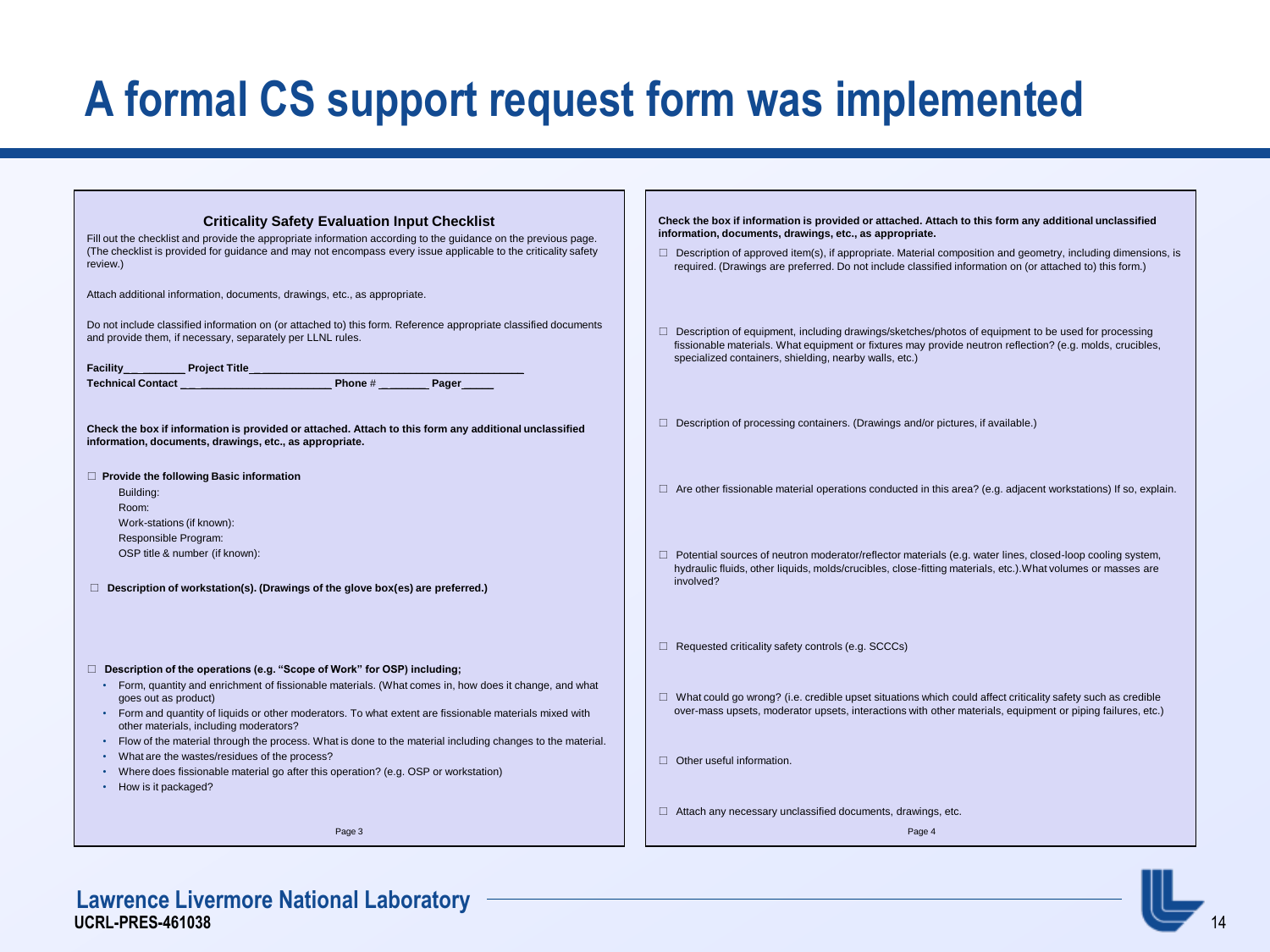# A formal CS support request form was implemented

### Criticality Safety Evaluation Input Checklist

Fill out the checklist and provide the appropriate information according to the guidance on the previous page. (The checklist is provided for guidance and may not encompass every issue applicable to the criticality safety review.)

Attach additional information, documents, drawings, etc., as appropriate.

Do not include classified information on (or attached to) this form. Reference appropriate classified documents and provide them, if necessary, separately per LLNL rules.

**Facility__ _______ Project Title__________________________________________**
**Technical Contact ___________________________ Phone # ________ Pager_____**

**Check the box if information is provided or attached. Attach to this form any additional unclassified information, documents, drawings, etc., as appropriate.**

- ☐ **Provide the following Basic information**
  - Building:
  - Room:
  - Work-stations (if known):
  - Responsible Program:
  - OSP title & number (if known):
- ☐ **Description of workstation(s). (Drawings of the glove box(es) are preferred.)**
- ☐ **Description of the operations (e.g. "Scope of Work" for OSP) including;**
  - Form, quantity and enrichment of fissionable materials. (What comes in, how does it change, and what goes out as product)
  - Form and quantity of liquids or other moderators. To what extent are fissionable materials mixed with other materials, including moderators?
  - Flow of the material through the process. What is done to the material including changes to the material.
  - What are the wastes/residues of the process?
  - Where does fissionable material go after this operation? (e.g. OSP or workstation)
  - How is it packaged?

Page 3

**Check the box if information is provided or attached. Attach to this form any additional unclassified information, documents, drawings, etc., as appropriate.**

- ☐ Description of approved item(s), if appropriate. Material composition and geometry, including dimensions, is required. (Drawings are preferred. Do not include classified information on (or attached to) this form.)
- ☐ Description of equipment, including drawings/sketches/photos of equipment to be used for processing fissionable materials. What equipment or fixtures may provide neutron reflection? (e.g. molds, crucibles, specialized containers, shielding, nearby walls, etc.)
- ☐ Description of processing containers. (Drawings and/or pictures, if available.)
- ☐ Are other fissionable material operations conducted in this area? (e.g. adjacent workstations) If so, explain.
- ☐ Potential sources of neutron moderator/reflector materials (e.g. water lines, closed-loop cooling system, hydraulic fluids, other liquids, molds/crucibles, close-fitting materials, etc.).What volumes or masses are involved?
- ☐ Requested criticality safety controls (e.g. SCCCs)
- ☐ What could go wrong? (i.e. credible upset situations which could affect criticality safety such as credible over-mass upsets, moderator upsets, interactions with other materials, equipment or piping failures, etc.)
- ☐ Other useful information.
- ☐ Attach any necessary unclassified documents, drawings, etc.

Page 4

**Lawrence Livermore National Laboratory**
**UCRL-PRES-461038**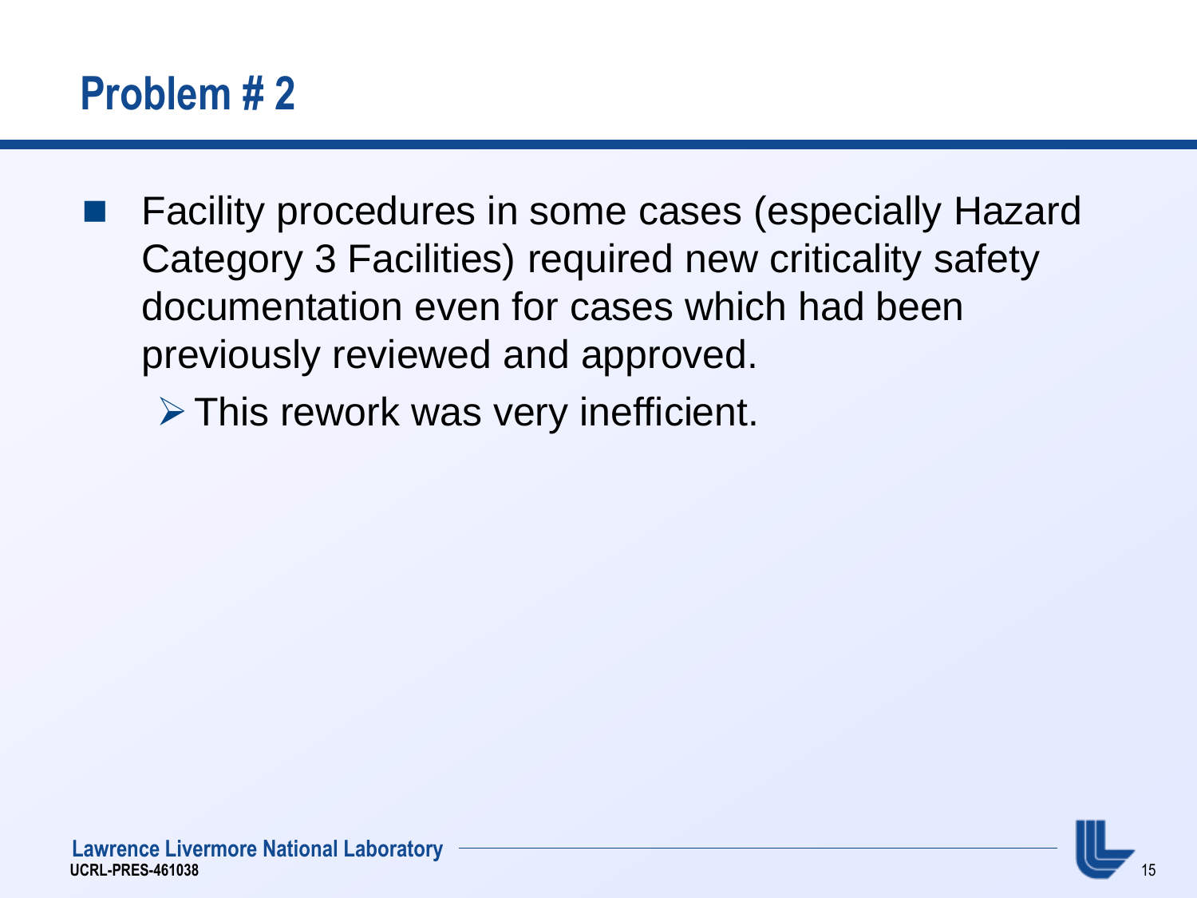## Problem # 2

- Facility procedures in some cases (especially Hazard Category 3 Facilities) required new criticality safety documentation even for cases which had been previously reviewed and approved.
  - This rework was very inefficient.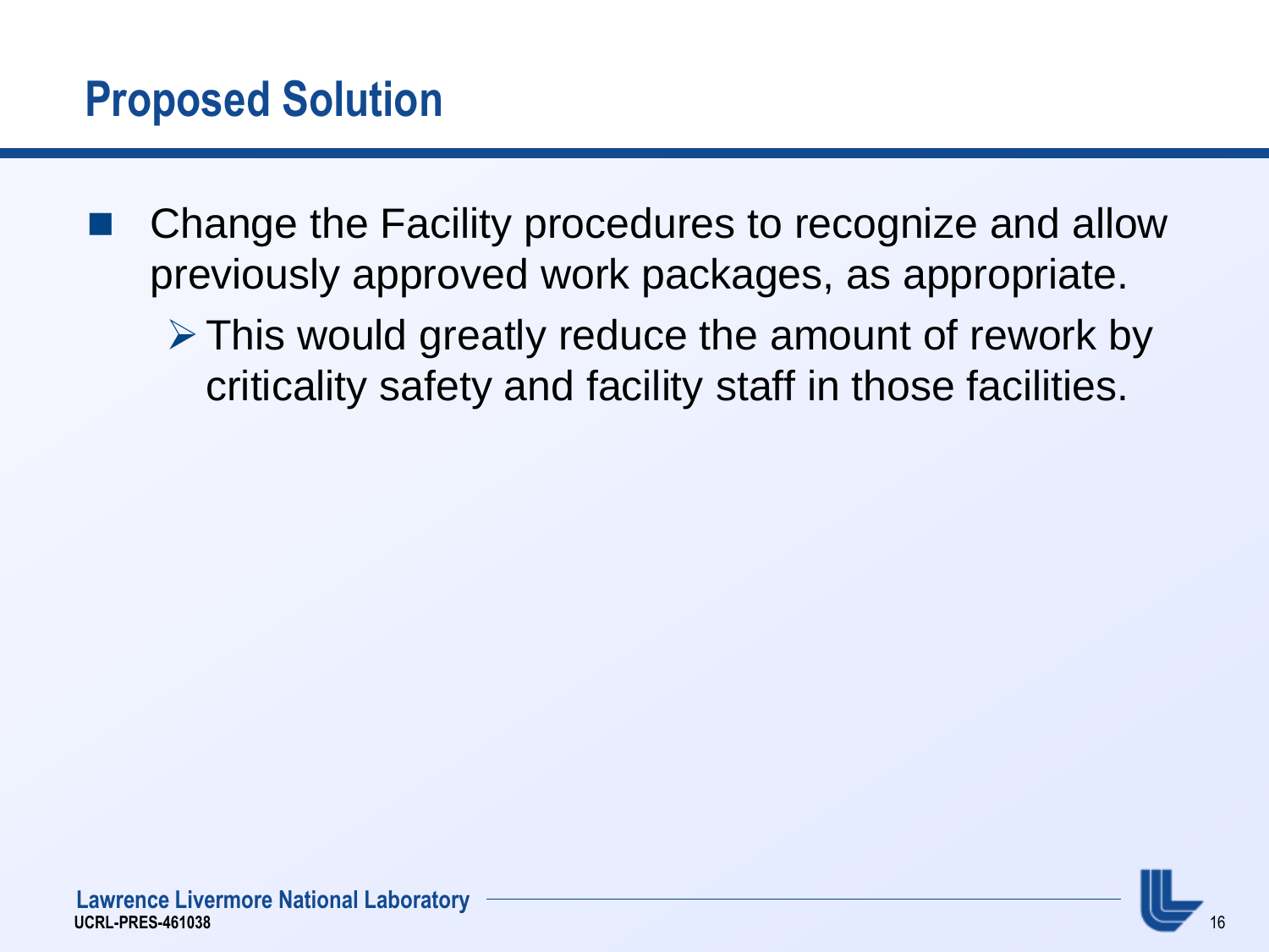# Proposed Solution

- Change the Facility procedures to recognize and allow previously approved work packages, as appropriate.
  - This would greatly reduce the amount of rework by criticality safety and facility staff in those facilities.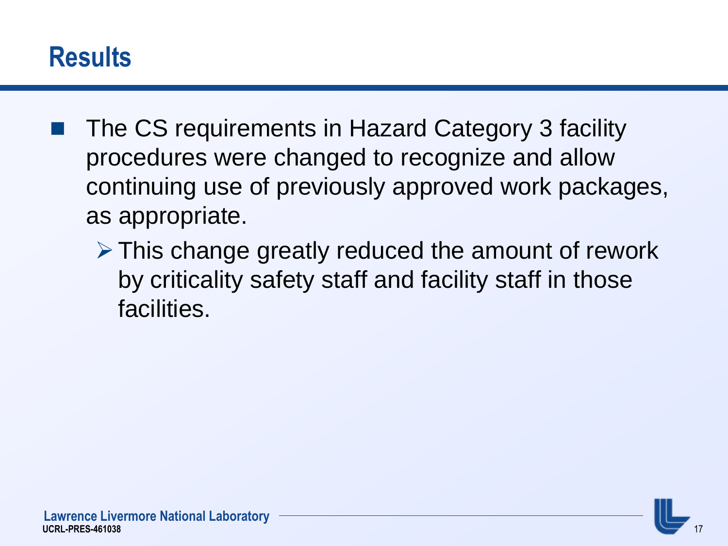# Results

- The CS requirements in Hazard Category 3 facility procedures were changed to recognize and allow continuing use of previously approved work packages, as appropriate.
  - This change greatly reduced the amount of rework by criticality safety staff and facility staff in those facilities.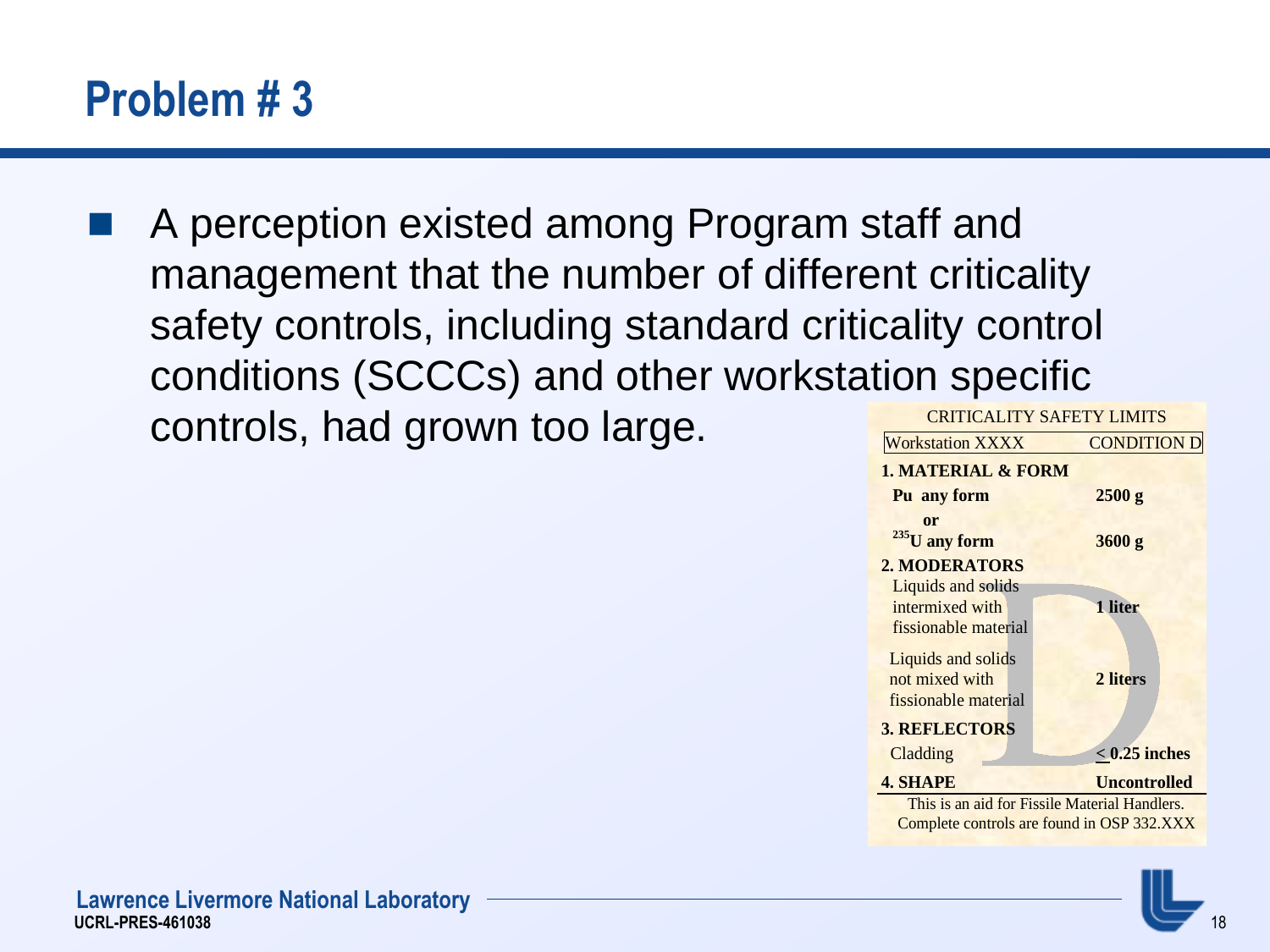# Problem # 3

- A perception existed among Program staff and management that the number of different criticality safety controls, including standard criticality control conditions (SCCCs) and other workstation specific controls, had grown too large.

CRITICALITY SAFETY LIMITS

| Workstation XXXX | CONDITION D |
|---|---|
| **1. MATERIAL & FORM** | |
| **Pu any form** | **2500 g** |
| **or** | |
| **$^{235}$U any form** | **3600 g** |
| **2. MODERATORS** | |
| Liquids and solids intermixed with fissionable material | **1 liter** |
| Liquids and solids not mixed with fissionable material | **2 liters** |
| **3. REFLECTORS** | |
| Cladding | **$\leq$ 0.25 inches** |
| **4. SHAPE** | **Uncontrolled** |

This is an aid for Fissile Material Handlers.
Complete controls are found in OSP 332.XXX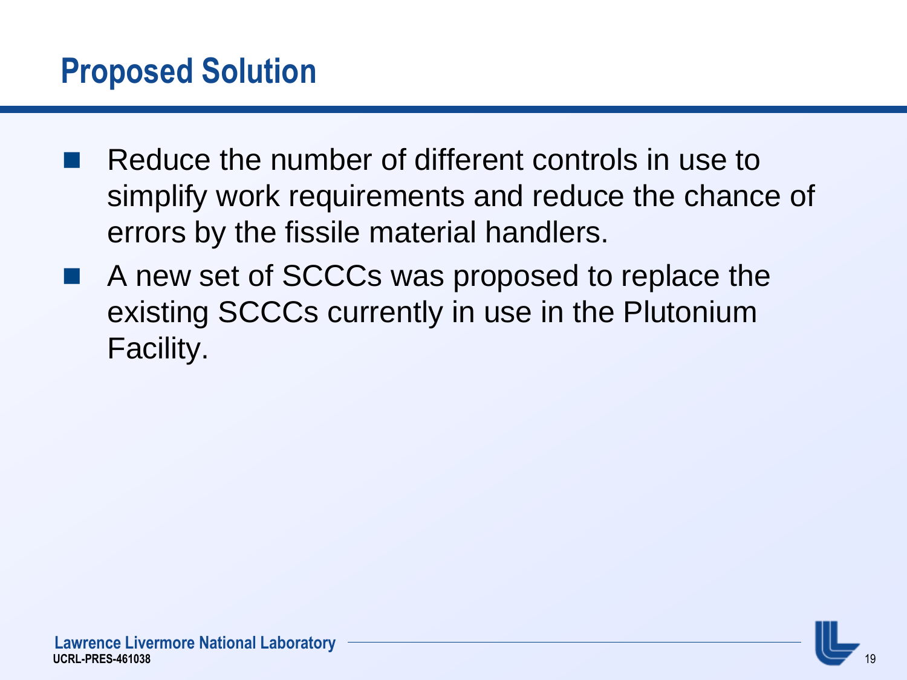## Proposed Solution

- Reduce the number of different controls in use to simplify work requirements and reduce the chance of errors by the fissile material handlers.
- A new set of SCCCs was proposed to replace the existing SCCCs currently in use in the Plutonium Facility.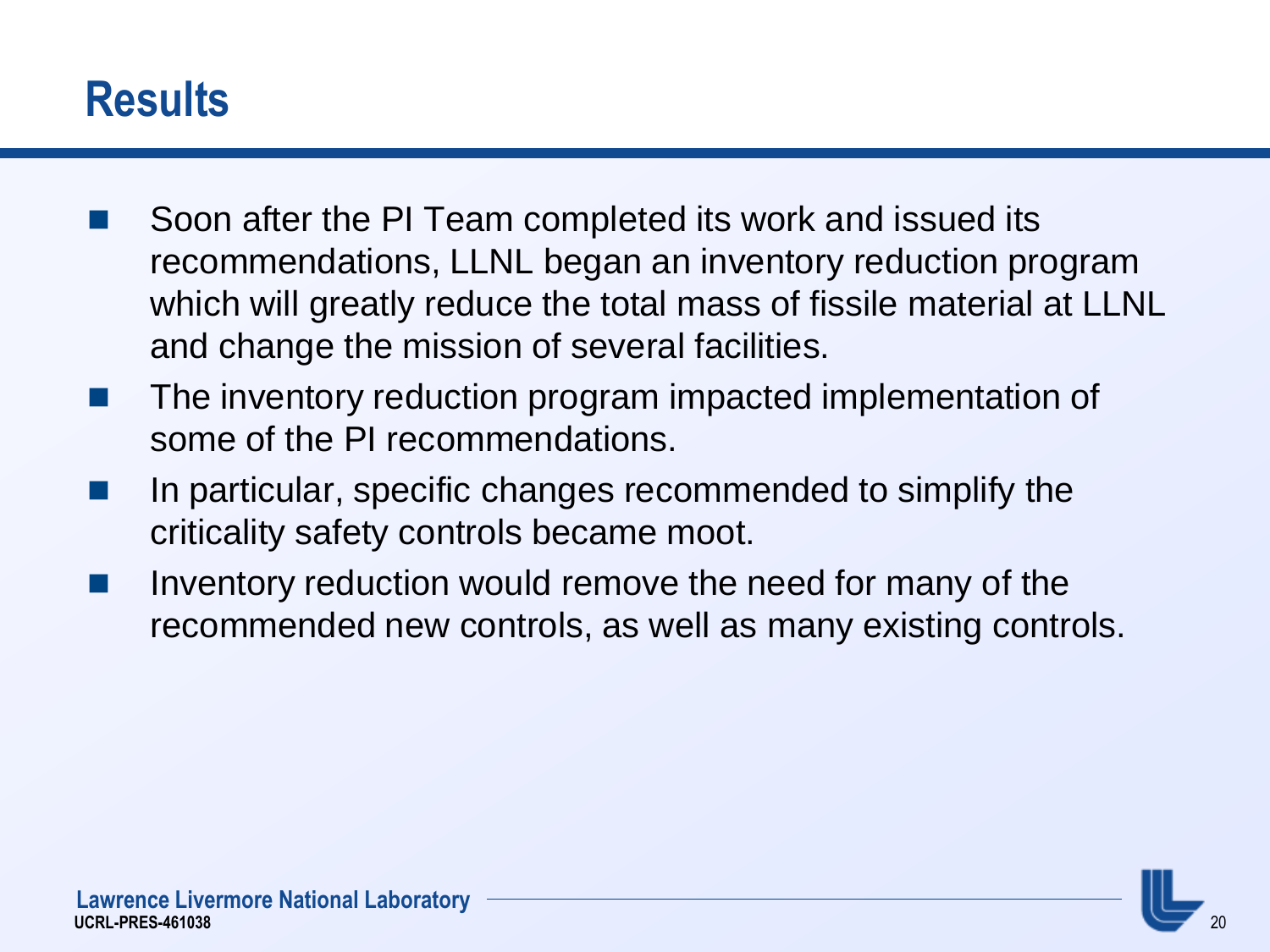# Results

- Soon after the PI Team completed its work and issued its recommendations, LLNL began an inventory reduction program which will greatly reduce the total mass of fissile material at LLNL and change the mission of several facilities.
- The inventory reduction program impacted implementation of some of the PI recommendations.
- In particular, specific changes recommended to simplify the criticality safety controls became moot.
- Inventory reduction would remove the need for many of the recommended new controls, as well as many existing controls.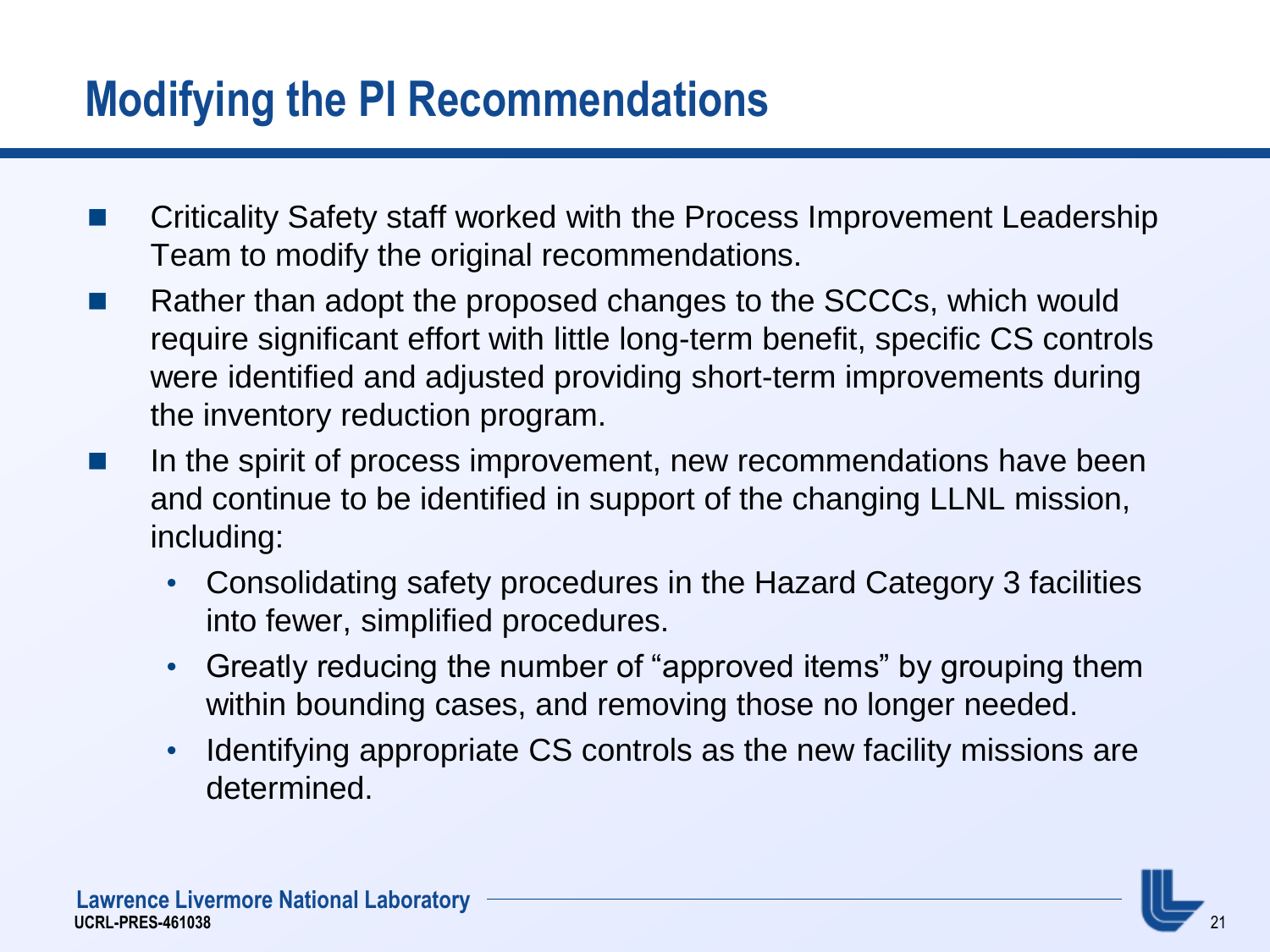# Modifying the PI Recommendations

- Criticality Safety staff worked with the Process Improvement Leadership Team to modify the original recommendations.
- Rather than adopt the proposed changes to the SCCCs, which would require significant effort with little long-term benefit, specific CS controls were identified and adjusted providing short-term improvements during the inventory reduction program.
- In the spirit of process improvement, new recommendations have been and continue to be identified in support of the changing LLNL mission, including:
  - Consolidating safety procedures in the Hazard Category 3 facilities into fewer, simplified procedures.
  - Greatly reducing the number of "approved items" by grouping them within bounding cases, and removing those no longer needed.
  - Identifying appropriate CS controls as the new facility missions are determined.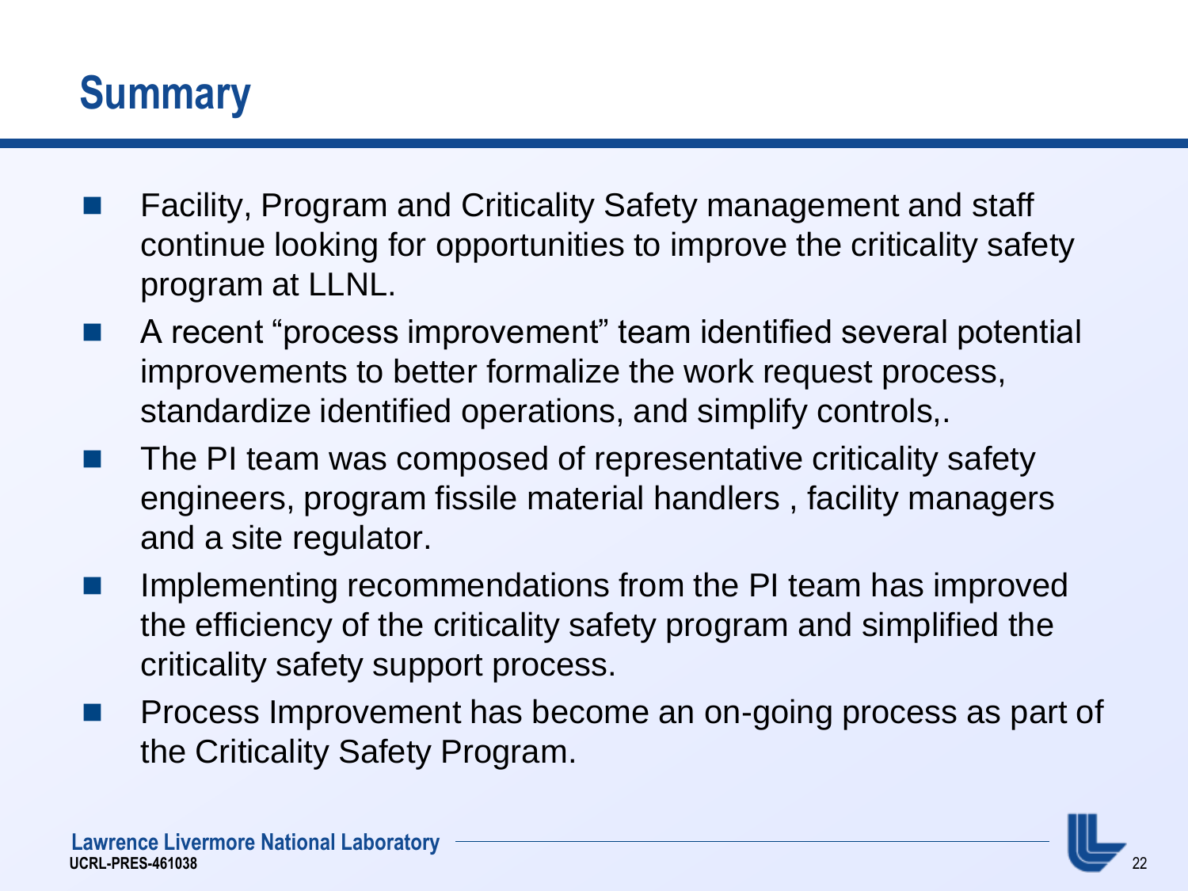# Summary

- Facility, Program and Criticality Safety management and staff continue looking for opportunities to improve the criticality safety program at LLNL.
- A recent "process improvement" team identified several potential improvements to better formalize the work request process, standardize identified operations, and simplify controls,.
- The PI team was composed of representative criticality safety engineers, program fissile material handlers , facility managers and a site regulator.
- Implementing recommendations from the PI team has improved the efficiency of the criticality safety program and simplified the criticality safety support process.
- Process Improvement has become an on-going process as part of the Criticality Safety Program.